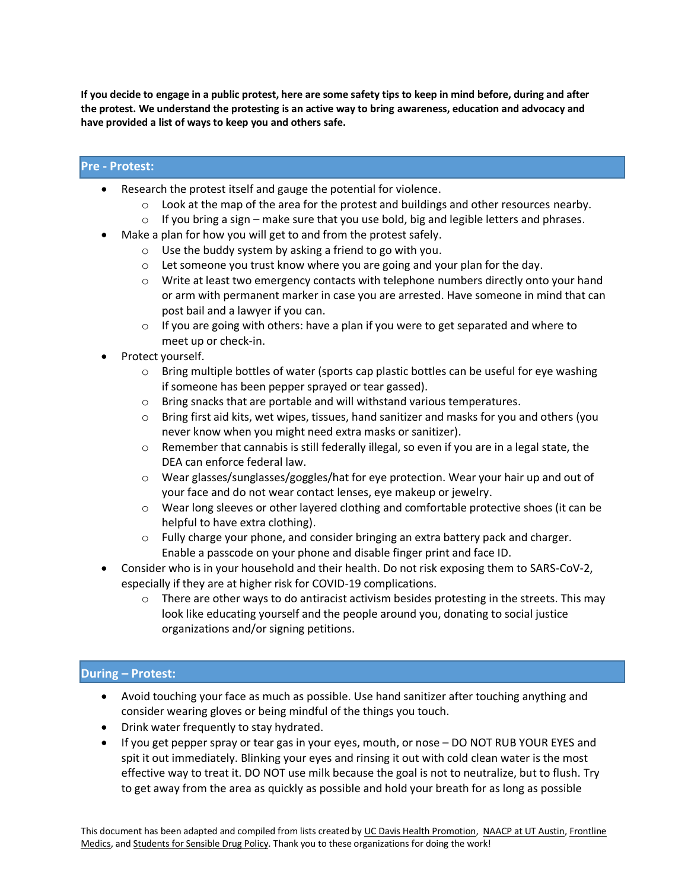**If you decide to engage in a public protest, here are some safety tips to keep in mind before, during and after the protest. We understand the protesting is an active way to bring awareness, education and advocacy and have provided a list of ways to keep you and others safe.**

## Pre - Protest:

- Research the protest itself and gauge the potential for violence.
  - Look at the map of the area for the protest and buildings and other resources nearby.
  - If you bring a sign – make sure that you use bold, big and legible letters and phrases.
- Make a plan for how you will get to and from the protest safely.
  - Use the buddy system by asking a friend to go with you.
  - Let someone you trust know where you are going and your plan for the day.
  - Write at least two emergency contacts with telephone numbers directly onto your hand or arm with permanent marker in case you are arrested. Have someone in mind that can post bail and a lawyer if you can.
  - If you are going with others: have a plan if you were to get separated and where to meet up or check-in.
- Protect yourself.
  - Bring multiple bottles of water (sports cap plastic bottles can be useful for eye washing if someone has been pepper sprayed or tear gassed).
  - Bring snacks that are portable and will withstand various temperatures.
  - Bring first aid kits, wet wipes, tissues, hand sanitizer and masks for you and others (you never know when you might need extra masks or sanitizer).
  - Remember that cannabis is still federally illegal, so even if you are in a legal state, the DEA can enforce federal law.
  - Wear glasses/sunglasses/goggles/hat for eye protection. Wear your hair up and out of your face and do not wear contact lenses, eye makeup or jewelry.
  - Wear long sleeves or other layered clothing and comfortable protective shoes (it can be helpful to have extra clothing).
  - Fully charge your phone, and consider bringing an extra battery pack and charger. Enable a passcode on your phone and disable finger print and face ID.
- Consider who is in your household and their health. Do not risk exposing them to SARS-CoV-2, especially if they are at higher risk for COVID-19 complications.
  - There are other ways to do antiracist activism besides protesting in the streets. This may look like educating yourself and the people around you, donating to social justice organizations and/or signing petitions.

## During – Protest:

- Avoid touching your face as much as possible. Use hand sanitizer after touching anything and consider wearing gloves or being mindful of the things you touch.
- Drink water frequently to stay hydrated.
- If you get pepper spray or tear gas in your eyes, mouth, or nose – DO NOT RUB YOUR EYES and spit it out immediately. Blinking your eyes and rinsing it out with cold clean water is the most effective way to treat it. DO NOT use milk because the goal is not to neutralize, but to flush. Try to get away from the area as quickly as possible and hold your breath for as long as possible

This document has been adapted and compiled from lists created by UC Davis Health Promotion, NAACP at UT Austin, Frontline Medics, and Students for Sensible Drug Policy. Thank you to these organizations for doing the work!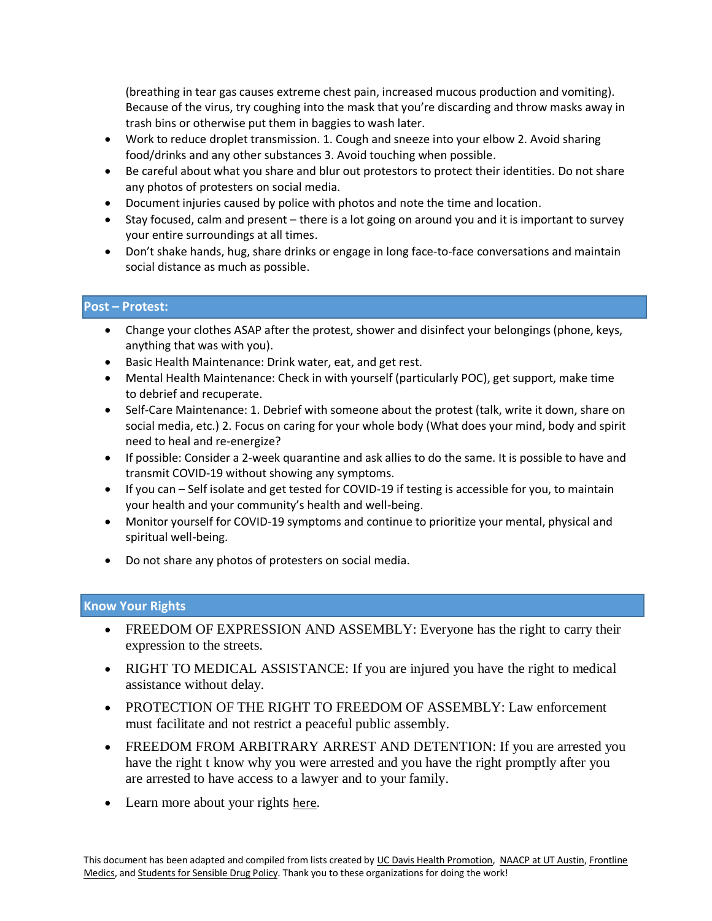(breathing in tear gas causes extreme chest pain, increased mucous production and vomiting). Because of the virus, try coughing into the mask that you're discarding and throw masks away in trash bins or otherwise put them in baggies to wash later.

- Work to reduce droplet transmission. 1. Cough and sneeze into your elbow 2. Avoid sharing food/drinks and any other substances 3. Avoid touching when possible.
- Be careful about what you share and blur out protestors to protect their identities. Do not share any photos of protesters on social media.
- Document injuries caused by police with photos and note the time and location.
- Stay focused, calm and present – there is a lot going on around you and it is important to survey your entire surroundings at all times.
- Don't shake hands, hug, share drinks or engage in long face-to-face conversations and maintain social distance as much as possible.

## Post – Protest:

- Change your clothes ASAP after the protest, shower and disinfect your belongings (phone, keys, anything that was with you).
- Basic Health Maintenance: Drink water, eat, and get rest.
- Mental Health Maintenance: Check in with yourself (particularly POC), get support, make time to debrief and recuperate.
- Self-Care Maintenance: 1. Debrief with someone about the protest (talk, write it down, share on social media, etc.) 2. Focus on caring for your whole body (What does your mind, body and spirit need to heal and re-energize?
- If possible: Consider a 2-week quarantine and ask allies to do the same. It is possible to have and transmit COVID-19 without showing any symptoms.
- If you can – Self isolate and get tested for COVID-19 if testing is accessible for you, to maintain your health and your community's health and well-being.
- Monitor yourself for COVID-19 symptoms and continue to prioritize your mental, physical and spiritual well-being.
- Do not share any photos of protesters on social media.

## Know Your Rights

- FREEDOM OF EXPRESSION AND ASSEMBLY: Everyone has the right to carry their expression to the streets.
- RIGHT TO MEDICAL ASSISTANCE: If you are injured you have the right to medical assistance without delay.
- PROTECTION OF THE RIGHT TO FREEDOM OF ASSEMBLY: Law enforcement must facilitate and not restrict a peaceful public assembly.
- FREEDOM FROM ARBITRARY ARREST AND DETENTION: If you are arrested you have the right t know why you were arrested and you have the right promptly after you are arrested to have access to a lawyer and to your family.
- Learn more about your rights here.

This document has been adapted and compiled from lists created by UC Davis Health Promotion, NAACP at UT Austin, Frontline Medics, and Students for Sensible Drug Policy. Thank you to these organizations for doing the work!